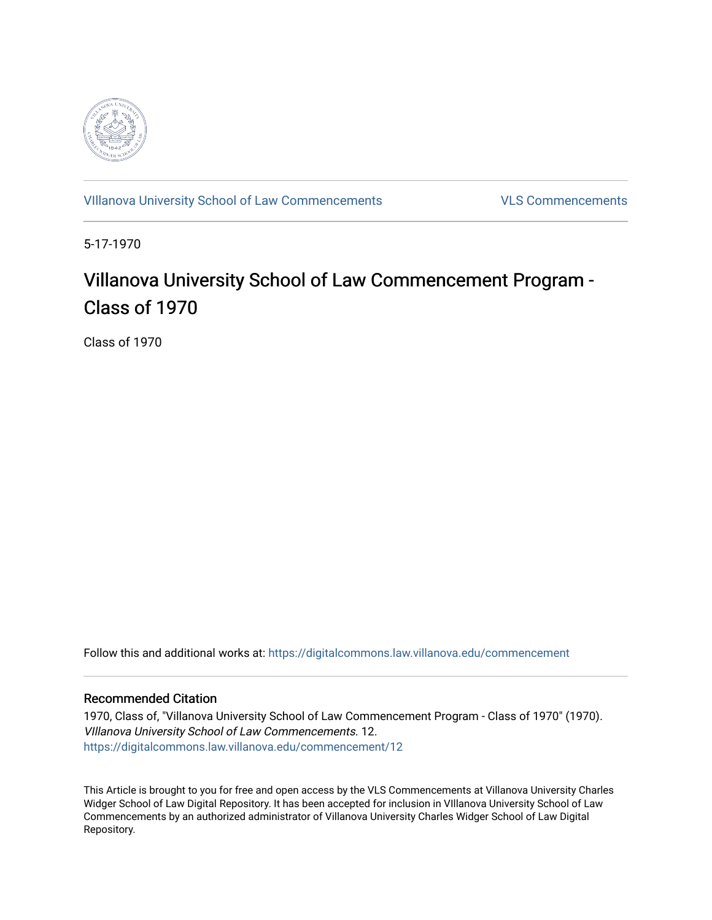VIllanova University School of Law Commencements VLS Commencements

5-17-1970

# Villanova University School of Law Commencement Program - Class of 1970

Class of 1970

Follow this and additional works at: https://digitalcommons.law.villanova.edu/commencement

## Recommended Citation

1970, Class of, "Villanova University School of Law Commencement Program - Class of 1970" (1970). *VIllanova University School of Law Commencements*. 12.
https://digitalcommons.law.villanova.edu/commencement/12

This Article is brought to you for free and open access by the VLS Commencements at Villanova University Charles Widger School of Law Digital Repository. It has been accepted for inclusion in VIllanova University School of Law Commencements by an authorized administrator of Villanova University Charles Widger School of Law Digital Repository.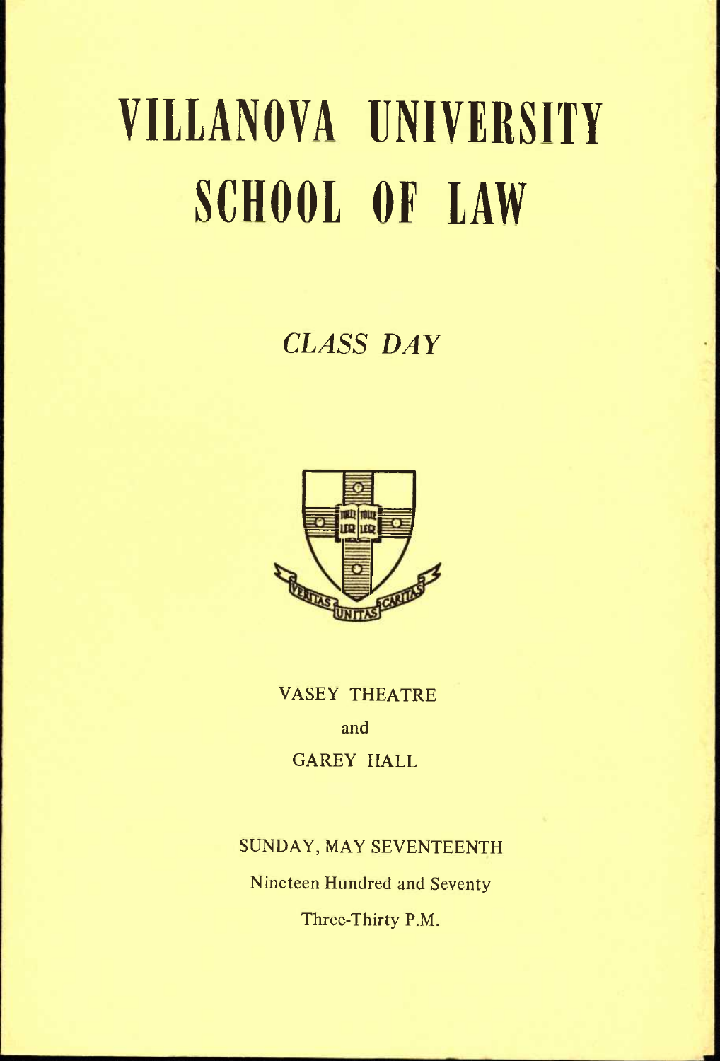# VILLANOVA UNIVERSITY SCHOOL OF LAW

## *CLASS DAY*

VERITAS UNITAS CARITAS

VASEY THEATRE

and

GAREY HALL

SUNDAY, MAY SEVENTEENTH

Nineteen Hundred and Seventy

Three-Thirty P.M.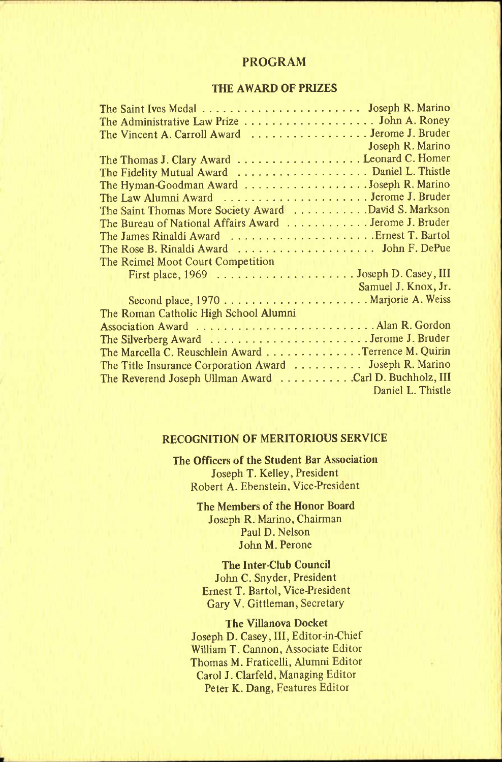## PROGRAM

### THE AWARD OF PRIZES

| Award | Recipient |
|---|---|
| The Saint Ives Medal | Joseph R. Marino |
| The Administrative Law Prize | John A. Roney |
| The Vincent A. Carroll Award | Jerome J. Bruder |
| | Joseph R. Marino |
| The Thomas J. Clary Award | Leonard C. Homer |
| The Fidelity Mutual Award | Daniel L. Thistle |
| The Hyman-Goodman Award | Joseph R. Marino |
| The Law Alumni Award | Jerome J. Bruder |
| The Saint Thomas More Society Award | David S. Markson |
| The Bureau of National Affairs Award | Jerome J. Bruder |
| The James Rinaldi Award | Ernest T. Bartol |
| The Rose B. Rinaldi Award | John F. DePue |
| The Reimel Moot Court Competition | |
| First place, 1969 | Joseph D. Casey, III |
| | Samuel J. Knox, Jr. |
| Second place, 1970 | Marjorie A. Weiss |
| The Roman Catholic High School Alumni Association Award | Alan R. Gordon |
| The Silverberg Award | Jerome J. Bruder |
| The Marcella C. Reuschlein Award | Terrence M. Quirin |
| The Title Insurance Corporation Award | Joseph R. Marino |
| The Reverend Joseph Ullman Award | Carl D. Buchholz, III |
| | Daniel L. Thistle |

### RECOGNITION OF MERITORIOUS SERVICE

**The Officers of the Student Bar Association**
Joseph T. Kelley, President
Robert A. Ebenstein, Vice-President

**The Members of the Honor Board**
Joseph R. Marino, Chairman
Paul D. Nelson
John M. Perone

**The Inter-Club Council**
John C. Snyder, President
Ernest T. Bartol, Vice-President
Gary V. Gittleman, Secretary

**The Villanova Docket**
Joseph D. Casey, III, Editor-in-Chief
William T. Cannon, Associate Editor
Thomas M. Fraticelli, Alumni Editor
Carol J. Clarfeld, Managing Editor
Peter K. Dang, Features Editor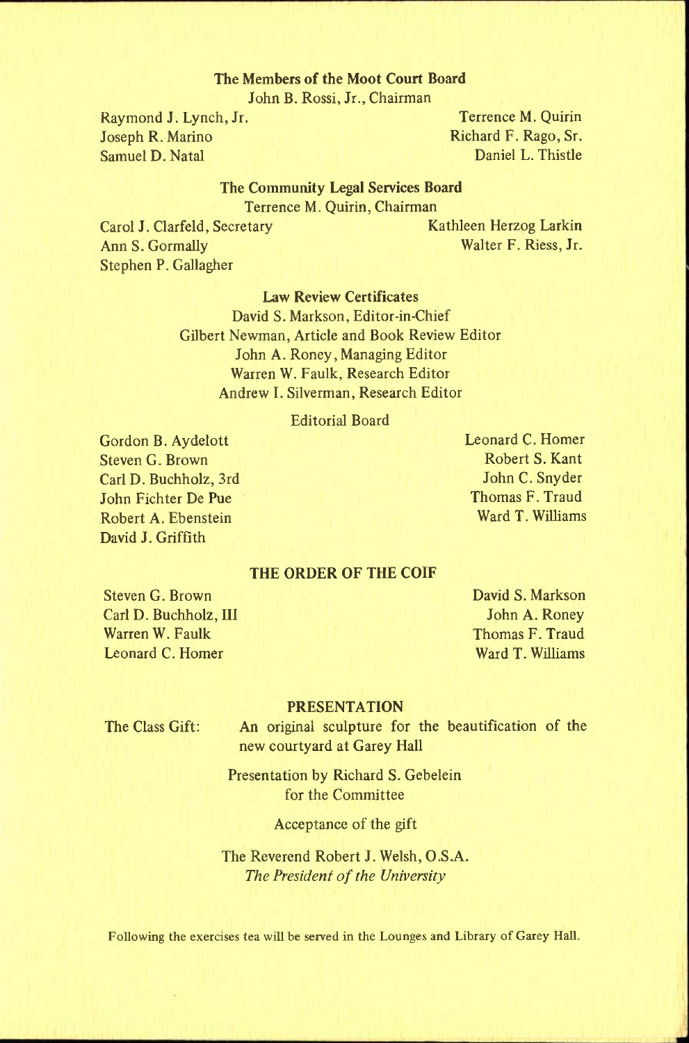### The Members of the Moot Court Board

John B. Rossi, Jr., Chairman

Raymond J. Lynch, Jr.
Joseph R. Marino
Samuel D. Natal
Terrence M. Quirin
Richard F. Rago, Sr.
Daniel L. Thistle

### The Community Legal Services Board

Terrence M. Quirin, Chairman

Carol J. Clarfeld, Secretary
Ann S. Gormally
Stephen P. Gallagher
Kathleen Herzog Larkin
Walter F. Riess, Jr.

### Law Review Certificates

David S. Markson, Editor-in-Chief
Gilbert Newman, Article and Book Review Editor
John A. Roney, Managing Editor
Warren W. Faulk, Research Editor
Andrew I. Silverman, Research Editor

Editorial Board

Gordon B. Aydelott
Steven G. Brown
Carl D. Buchholz, 3rd
John Fichter De Pue
Robert A. Ebenstein
David J. Griffith
Leonard C. Homer
Robert S. Kant
John C. Snyder
Thomas F. Traud
Ward T. Williams

### THE ORDER OF THE COIF

Steven G. Brown
Carl D. Buchholz, III
Warren W. Faulk
Leonard C. Homer
David S. Markson
John A. Roney
Thomas F. Traud
Ward T. Williams

### PRESENTATION

The Class Gift: An original sculpture for the beautification of the new courtyard at Garey Hall

Presentation by Richard S. Gebelein
for the Committee

Acceptance of the gift

The Reverend Robert J. Welsh, O.S.A.
*The President of the University*

Following the exercises tea will be served in the Lounges and Library of Garey Hall.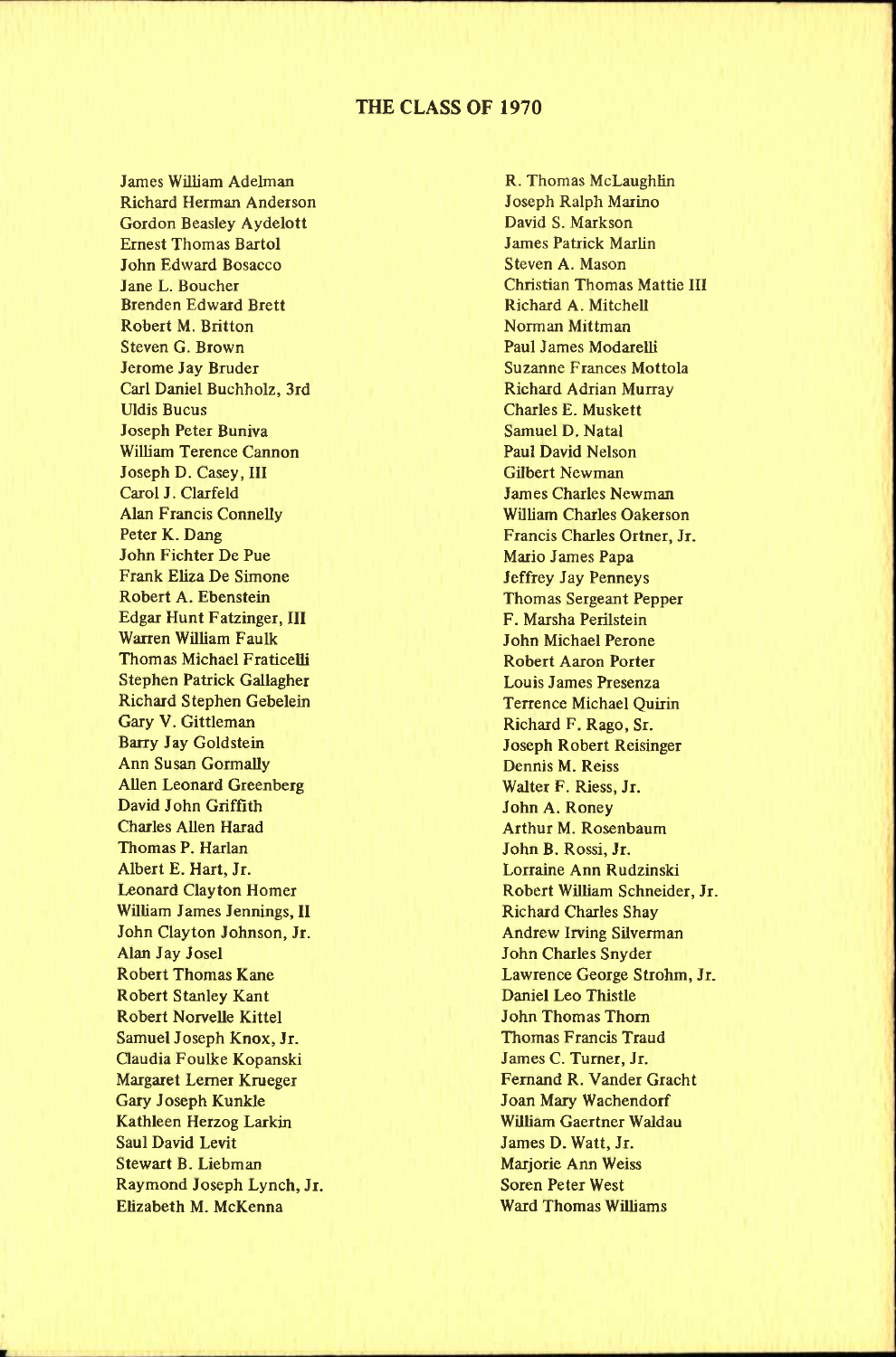## THE CLASS OF 1970

James William Adelman
Richard Herman Anderson
Gordon Beasley Aydelott
Ernest Thomas Bartol
John Edward Bosacco
Jane L. Boucher
Brenden Edward Brett
Robert M. Britton
Steven G. Brown
Jerome Jay Bruder
Carl Daniel Buchholz, 3rd
Uldis Bucus
Joseph Peter Buniva
William Terence Cannon
Joseph D. Casey, III
Carol J. Clarfeld
Alan Francis Connelly
Peter K. Dang
John Fichter De Pue
Frank Eliza De Simone
Robert A. Ebenstein
Edgar Hunt Fatzinger, III
Warren William Faulk
Thomas Michael Fraticelli
Stephen Patrick Gallagher
Richard Stephen Gebelein
Gary V. Gittleman
Barry Jay Goldstein
Ann Susan Gormally
Allen Leonard Greenberg
David John Griffith
Charles Allen Harad
Thomas P. Harlan
Albert E. Hart, Jr.
Leonard Clayton Homer
William James Jennings, II
John Clayton Johnson, Jr.
Alan Jay Josel
Robert Thomas Kane
Robert Stanley Kant
Robert Norvelle Kittel
Samuel Joseph Knox, Jr.
Claudia Foulke Kopanski
Margaret Lerner Krueger
Gary Joseph Kunkle
Kathleen Herzog Larkin
Saul David Levit
Stewart B. Liebman
Raymond Joseph Lynch, Jr.
Elizabeth M. McKenna
R. Thomas McLaughlin
Joseph Ralph Marino
David S. Markson
James Patrick Marlin
Steven A. Mason
Christian Thomas Mattie III
Richard A. Mitchell
Norman Mittman
Paul James Modarelli
Suzanne Frances Mottola
Richard Adrian Murray
Charles E. Muskett
Samuel D. Natal
Paul David Nelson
Gilbert Newman
James Charles Newman
William Charles Oakerson
Francis Charles Ortner, Jr.
Mario James Papa
Jeffrey Jay Penneys
Thomas Sergeant Pepper
F. Marsha Perilstein
John Michael Perone
Robert Aaron Porter
Louis James Presenza
Terrence Michael Quirin
Richard F. Rago, Sr.
Joseph Robert Reisinger
Dennis M. Reiss
Walter F. Riess, Jr.
John A. Roney
Arthur M. Rosenbaum
John B. Rossi, Jr.
Lorraine Ann Rudzinski
Robert William Schneider, Jr.
Richard Charles Shay
Andrew Irving Silverman
John Charles Snyder
Lawrence George Strohm, Jr.
Daniel Leo Thistle
John Thomas Thorn
Thomas Francis Traud
James C. Turner, Jr.
Fernand R. Vander Gracht
Joan Mary Wachendorf
William Gaertner Waldau
James D. Watt, Jr.
Marjorie Ann Weiss
Soren Peter West
Ward Thomas Williams